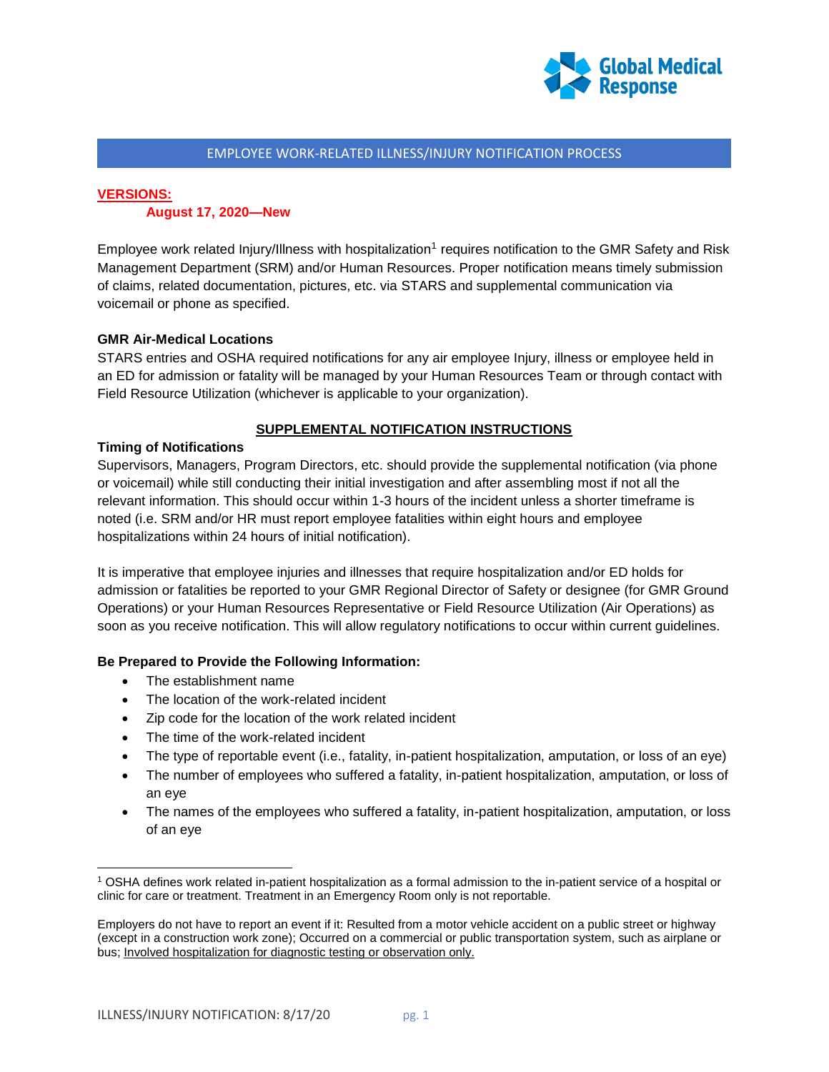# EMPLOYEE WORK-RELATED ILLNESS/INJURY NOTIFICATION PROCESS

**VERSIONS:**

**August 17, 2020—New**

Employee work related Injury/Illness with hospitalization[1] requires notification to the GMR Safety and Risk Management Department (SRM) and/or Human Resources. Proper notification means timely submission of claims, related documentation, pictures, etc. via STARS and supplemental communication via voicemail or phone as specified.

**GMR Air-Medical Locations**

STARS entries and OSHA required notifications for any air employee Injury, illness or employee held in an ED for admission or fatality will be managed by your Human Resources Team or through contact with Field Resource Utilization (whichever is applicable to your organization).

## SUPPLEMENTAL NOTIFICATION INSTRUCTIONS

**Timing of Notifications**

Supervisors, Managers, Program Directors, etc. should provide the supplemental notification (via phone or voicemail) while still conducting their initial investigation and after assembling most if not all the relevant information. This should occur within 1-3 hours of the incident unless a shorter timeframe is noted (i.e. SRM and/or HR must report employee fatalities within eight hours and employee hospitalizations within 24 hours of initial notification).

It is imperative that employee injuries and illnesses that require hospitalization and/or ED holds for admission or fatalities be reported to your GMR Regional Director of Safety or designee (for GMR Ground Operations) or your Human Resources Representative or Field Resource Utilization (Air Operations) as soon as you receive notification. This will allow regulatory notifications to occur within current guidelines.

**Be Prepared to Provide the Following Information:**

- The establishment name
- The location of the work-related incident
- Zip code for the location of the work related incident
- The time of the work-related incident
- The type of reportable event (i.e., fatality, in-patient hospitalization, amputation, or loss of an eye)
- The number of employees who suffered a fatality, in-patient hospitalization, amputation, or loss of an eye
- The names of the employees who suffered a fatality, in-patient hospitalization, amputation, or loss of an eye

---

[1] OSHA defines work related in-patient hospitalization as a formal admission to the in-patient service of a hospital or clinic for care or treatment. Treatment in an Emergency Room only is not reportable.

Employers do not have to report an event if it: Resulted from a motor vehicle accident on a public street or highway (except in a construction work zone); Occurred on a commercial or public transportation system, such as airplane or bus; Involved hospitalization for diagnostic testing or observation only.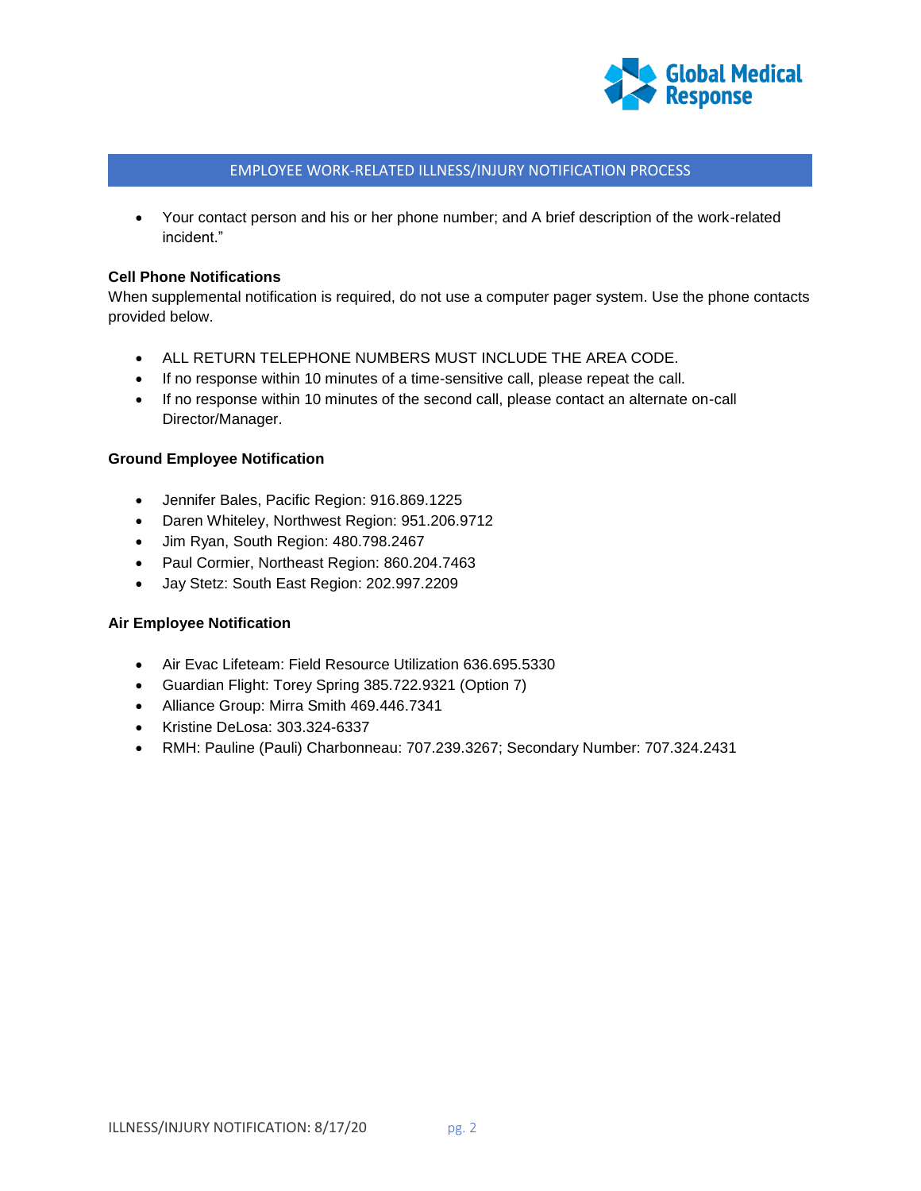- Your contact person and his or her phone number; and A brief description of the work-related incident."

**Cell Phone Notifications**

When supplemental notification is required, do not use a computer pager system. Use the phone contacts provided below.

- ALL RETURN TELEPHONE NUMBERS MUST INCLUDE THE AREA CODE.
- If no response within 10 minutes of a time-sensitive call, please repeat the call.
- If no response within 10 minutes of the second call, please contact an alternate on-call Director/Manager.

**Ground Employee Notification**

- Jennifer Bales, Pacific Region: 916.869.1225
- Daren Whiteley, Northwest Region: 951.206.9712
- Jim Ryan, South Region: 480.798.2467
- Paul Cormier, Northeast Region: 860.204.7463
- Jay Stetz: South East Region: 202.997.2209

**Air Employee Notification**

- Air Evac Lifeteam: Field Resource Utilization 636.695.5330
- Guardian Flight: Torey Spring 385.722.9321 (Option 7)
- Alliance Group: Mirra Smith 469.446.7341
- Kristine DeLosa: 303.324-6337
- RMH: Pauline (Pauli) Charbonneau: 707.239.3267; Secondary Number: 707.324.2431